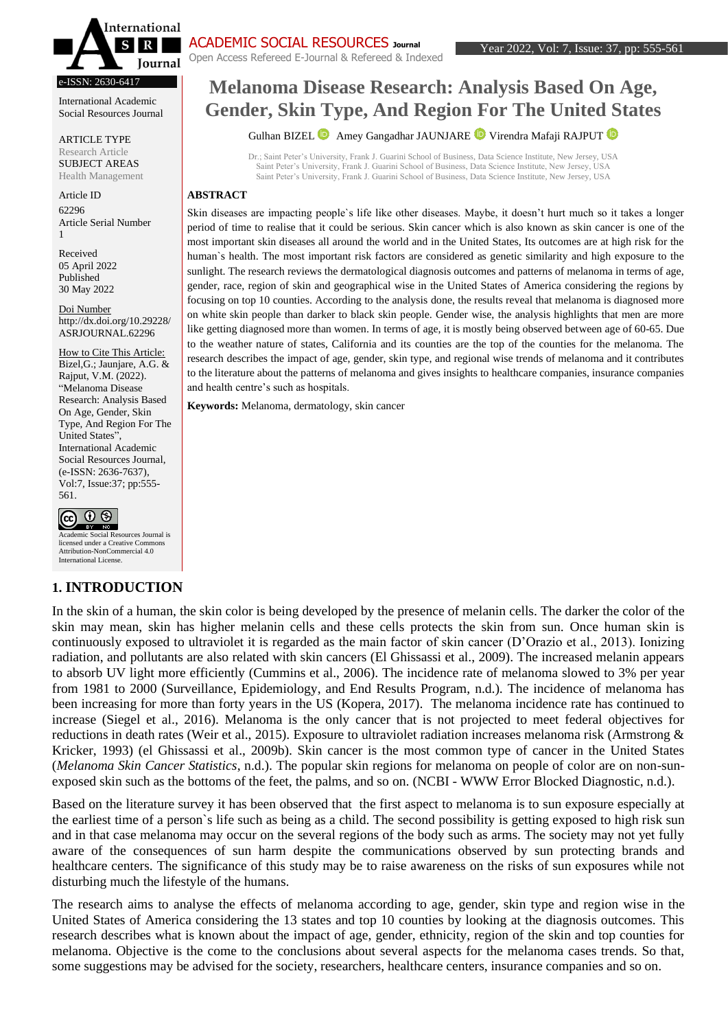e-ISSN: 2630-6417

International Academic Social Resources Journal

ARTICLE TYPE
Research Article
SUBJECT AREAS
Health Management

Article ID
62296
Article Serial Number
1

Received
05 April 2022
Published
30 May 2022

Doi Number
http://dx.doi.org/10.29228/ASRJOURNAL.62296

How to Cite This Article:
Bizel,G.; Jaunjare, A.G. & Rajput, V.M. (2022). "Melanoma Disease Research: Analysis Based On Age, Gender, Skin Type, And Region For The United States", International Academic Social Resources Journal, (e-ISSN: 2636-7637), Vol:7, Issue:37; pp:555-561.

Academic Social Resources Journal is licensed under a Creative Commons Attribution-NonCommercial 4.0 International License.

# Melanoma Disease Research: Analysis Based On Age, Gender, Skin Type, And Region For The United States

Gulhan BIZEL   Amey Gangadhar JAUNJARE   Virendra Mafaji RAJPUT

Dr.; Saint Peter's University, Frank J. Guarini School of Business, Data Science Institute, New Jersey, USA
Saint Peter's University, Frank J. Guarini School of Business, Data Science Institute, New Jersey, USA
Saint Peter's University, Frank J. Guarini School of Business, Data Science Institute, New Jersey, USA

**ABSTRACT**

Skin diseases are impacting people`s life like other diseases. Maybe, it doesn't hurt much so it takes a longer period of time to realise that it could be serious. Skin cancer which is also known as skin cancer is one of the most important skin diseases all around the world and in the United States, Its outcomes are at high risk for the human`s health. The most important risk factors are considered as genetic similarity and high exposure to the sunlight. The research reviews the dermatological diagnosis outcomes and patterns of melanoma in terms of age, gender, race, region of skin and geographical wise in the United States of America considering the regions by focusing on top 10 counties. According to the analysis done, the results reveal that melanoma is diagnosed more on white skin people than darker to black skin people. Gender wise, the analysis highlights that men are more like getting diagnosed more than women. In terms of age, it is mostly being observed between age of 60-65. Due to the weather nature of states, California and its counties are the top of the counties for the melanoma. The research describes the impact of age, gender, skin type, and regional wise trends of melanoma and it contributes to the literature about the patterns of melanoma and gives insights to healthcare companies, insurance companies and health centre's such as hospitals.

**Keywords:** Melanoma, dermatology, skin cancer

## 1. INTRODUCTION

In the skin of a human, the skin color is being developed by the presence of melanin cells. The darker the color of the skin may mean, skin has higher melanin cells and these cells protects the skin from sun. Once human skin is continuously exposed to ultraviolet it is regarded as the main factor of skin cancer (D'Orazio et al., 2013). Ionizing radiation, and pollutants are also related with skin cancers (El Ghissassi et al., 2009). The increased melanin appears to absorb UV light more efficiently (Cummins et al., 2006). The incidence rate of melanoma slowed to 3% per year from 1981 to 2000 (Surveillance, Epidemiology, and End Results Program, n.d.). The incidence of melanoma has been increasing for more than forty years in the US (Kopera, 2017). The melanoma incidence rate has continued to increase (Siegel et al., 2016). Melanoma is the only cancer that is not projected to meet federal objectives for reductions in death rates (Weir et al., 2015). Exposure to ultraviolet radiation increases melanoma risk (Armstrong & Kricker, 1993) (el Ghissassi et al., 2009b). Skin cancer is the most common type of cancer in the United States (*Melanoma Skin Cancer Statistics*, n.d.). The popular skin regions for melanoma on people of color are on non-sun-exposed skin such as the bottoms of the feet, the palms, and so on. (NCBI - WWW Error Blocked Diagnostic, n.d.).

Based on the literature survey it has been observed that the first aspect to melanoma is to sun exposure especially at the earliest time of a person`s life such as being as a child. The second possibility is getting exposed to high risk sun and in that case melanoma may occur on the several regions of the body such as arms. The society may not yet fully aware of the consequences of sun harm despite the communications observed by sun protecting brands and healthcare centers. The significance of this study may be to raise awareness on the risks of sun exposures while not disturbing much the lifestyle of the humans.

The research aims to analyse the effects of melanoma according to age, gender, skin type and region wise in the United States of America considering the 13 states and top 10 counties by looking at the diagnosis outcomes. This research describes what is known about the impact of age, gender, ethnicity, region of the skin and top counties for melanoma. Objective is the come to the conclusions about several aspects for the melanoma cases trends. So that, some suggestions may be advised for the society, researchers, healthcare centers, insurance companies and so on.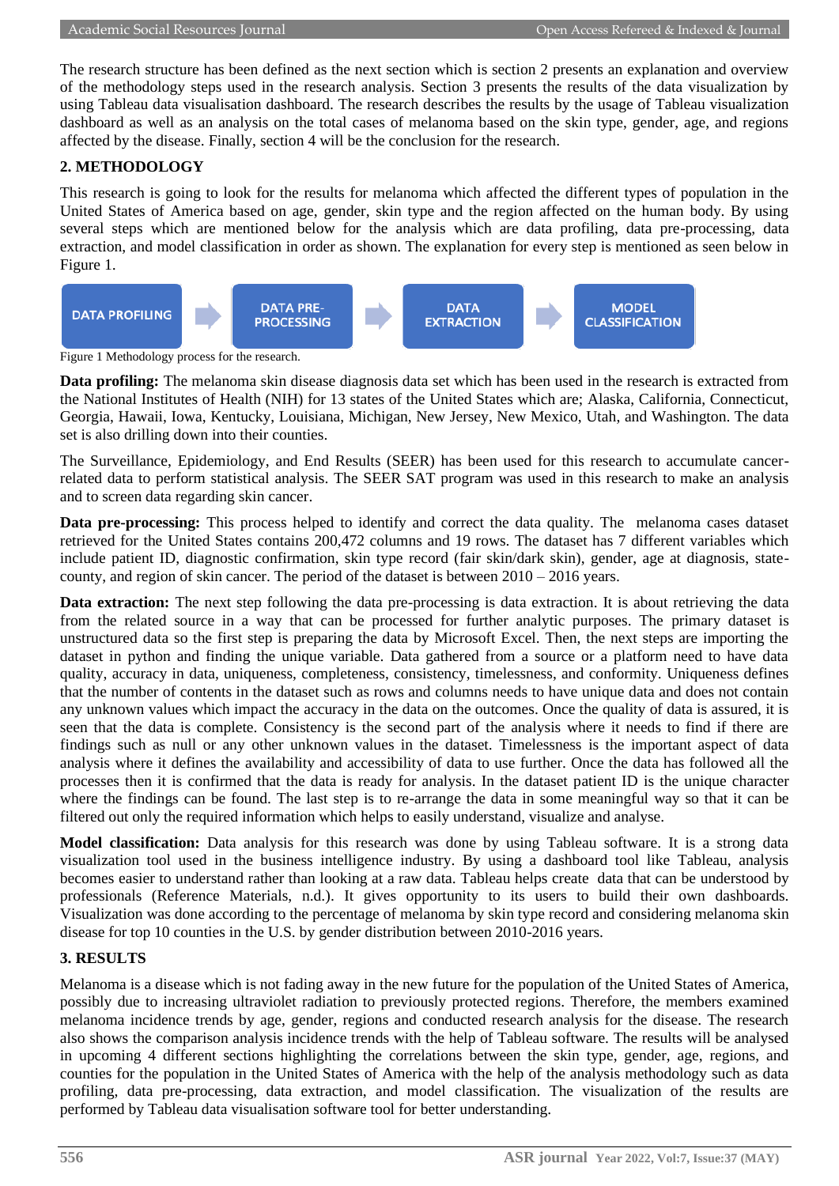The research structure has been defined as the next section which is section 2 presents an explanation and overview of the methodology steps used in the research analysis. Section 3 presents the results of the data visualization by using Tableau data visualisation dashboard. The research describes the results by the usage of Tableau visualization dashboard as well as an analysis on the total cases of melanoma based on the skin type, gender, age, and regions affected by the disease. Finally, section 4 will be the conclusion for the research.

## 2. METHODOLOGY

This research is going to look for the results for melanoma which affected the different types of population in the United States of America based on age, gender, skin type and the region affected on the human body. By using several steps which are mentioned below for the analysis which are data profiling, data pre-processing, data extraction, and model classification in order as shown. The explanation for every step is mentioned as seen below in Figure 1.

DATA PROFILING → DATA PRE-PROCESSING → DATA EXTRACTION → MODEL CLASSIFICATION

Figure 1 Methodology process for the research.

**Data profiling:** The melanoma skin disease diagnosis data set which has been used in the research is extracted from the National Institutes of Health (NIH) for 13 states of the United States which are; Alaska, California, Connecticut, Georgia, Hawaii, Iowa, Kentucky, Louisiana, Michigan, New Jersey, New Mexico, Utah, and Washington. The data set is also drilling down into their counties.

The Surveillance, Epidemiology, and End Results (SEER) has been used for this research to accumulate cancer-related data to perform statistical analysis. The SEER SAT program was used in this research to make an analysis and to screen data regarding skin cancer.

**Data pre-processing:** This process helped to identify and correct the data quality. The melanoma cases dataset retrieved for the United States contains 200,472 columns and 19 rows. The dataset has 7 different variables which include patient ID, diagnostic confirmation, skin type record (fair skin/dark skin), gender, age at diagnosis, state-county, and region of skin cancer. The period of the dataset is between 2010 – 2016 years.

**Data extraction:** The next step following the data pre-processing is data extraction. It is about retrieving the data from the related source in a way that can be processed for further analytic purposes. The primary dataset is unstructured data so the first step is preparing the data by Microsoft Excel. Then, the next steps are importing the dataset in python and finding the unique variable. Data gathered from a source or a platform need to have data quality, accuracy in data, uniqueness, completeness, consistency, timelessness, and conformity. Uniqueness defines that the number of contents in the dataset such as rows and columns needs to have unique data and does not contain any unknown values which impact the accuracy in the data on the outcomes. Once the quality of data is assured, it is seen that the data is complete. Consistency is the second part of the analysis where it needs to find if there are findings such as null or any other unknown values in the dataset. Timelessness is the important aspect of data analysis where it defines the availability and accessibility of data to use further. Once the data has followed all the processes then it is confirmed that the data is ready for analysis. In the dataset patient ID is the unique character where the findings can be found. The last step is to re-arrange the data in some meaningful way so that it can be filtered out only the required information which helps to easily understand, visualize and analyse.

**Model classification:** Data analysis for this research was done by using Tableau software. It is a strong data visualization tool used in the business intelligence industry. By using a dashboard tool like Tableau, analysis becomes easier to understand rather than looking at a raw data. Tableau helps create data that can be understood by professionals (Reference Materials, n.d.). It gives opportunity to its users to build their own dashboards. Visualization was done according to the percentage of melanoma by skin type record and considering melanoma skin disease for top 10 counties in the U.S. by gender distribution between 2010-2016 years.

## 3. RESULTS

Melanoma is a disease which is not fading away in the new future for the population of the United States of America, possibly due to increasing ultraviolet radiation to previously protected regions. Therefore, the members examined melanoma incidence trends by age, gender, regions and conducted research analysis for the disease. The research also shows the comparison analysis incidence trends with the help of Tableau software. The results will be analysed in upcoming 4 different sections highlighting the correlations between the skin type, gender, age, regions, and counties for the population in the United States of America with the help of the analysis methodology such as data profiling, data pre-processing, data extraction, and model classification. The visualization of the results are performed by Tableau data visualisation software tool for better understanding.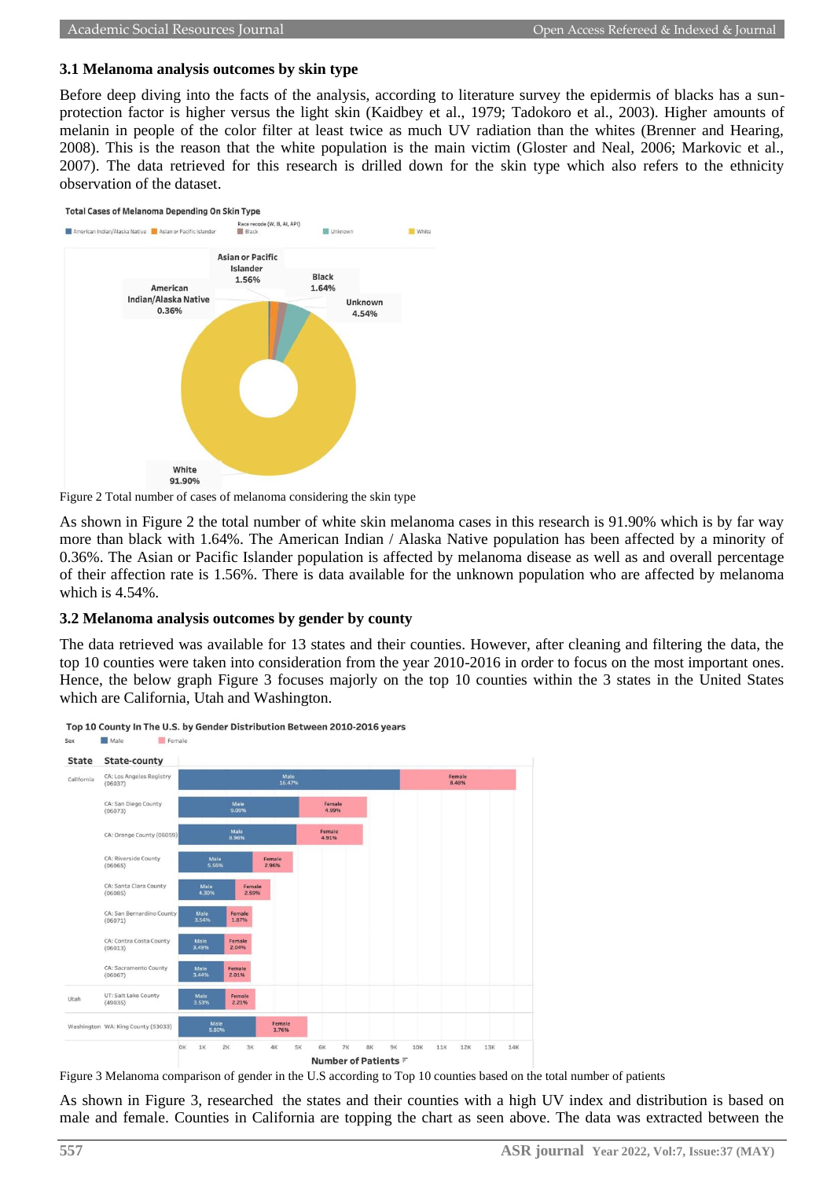### 3.1 Melanoma analysis outcomes by skin type

Before deep diving into the facts of the analysis, according to literature survey the epidermis of blacks has a sun-protection factor is higher versus the light skin (Kaidbey et al., 1979; Tadokoro et al., 2003). Higher amounts of melanin in people of the color filter at least twice as much UV radiation than the whites (Brenner and Hearing, 2008). This is the reason that the white population is the main victim (Gloster and Neal, 2006; Markovic et al., 2007). The data retrieved for this research is drilled down for the skin type which also refers to the ethnicity observation of the dataset.

Figure 2 Total number of cases of melanoma considering the skin type

As shown in Figure 2 the total number of white skin melanoma cases in this research is 91.90% which is by far way more than black with 1.64%. The American Indian / Alaska Native population has been affected by a minority of 0.36%. The Asian or Pacific Islander population is affected by melanoma disease as well as and overall percentage of their affection rate is 1.56%. There is data available for the unknown population who are affected by melanoma which is 4.54%.

### 3.2 Melanoma analysis outcomes by gender by county

The data retrieved was available for 13 states and their counties. However, after cleaning and filtering the data, the top 10 counties were taken into consideration from the year 2010-2016 in order to focus on the most important ones. Hence, the below graph Figure 3 focuses majorly on the top 10 counties within the 3 states in the United States which are California, Utah and Washington.

Figure 3 Melanoma comparison of gender in the U.S according to Top 10 counties based on the total number of patients

As shown in Figure 3, researched the states and their counties with a high UV index and distribution is based on male and female. Counties in California are topping the chart as seen above. The data was extracted between the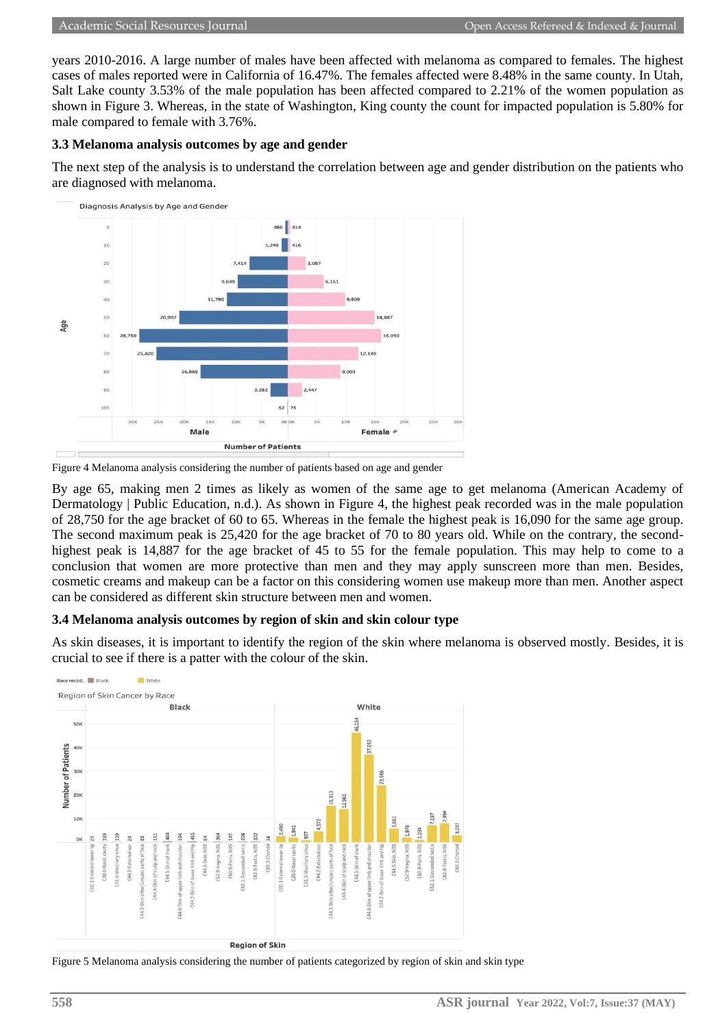years 2010-2016. A large number of males have been affected with melanoma as compared to females. The highest cases of males reported were in California of 16.47%. The females affected were 8.48% in the same county. In Utah, Salt Lake county 3.53% of the male population has been affected compared to 2.21% of the women population as shown in Figure 3. Whereas, in the state of Washington, King county the count for impacted population is 5.80% for male compared to female with 3.76%.

### 3.3 Melanoma analysis outcomes by age and gender

The next step of the analysis is to understand the correlation between age and gender distribution on the patients who are diagnosed with melanoma.

Figure 4 Melanoma analysis considering the number of patients based on age and gender

By age 65, making men 2 times as likely as women of the same age to get melanoma (American Academy of Dermatology | Public Education, n.d.). As shown in Figure 4, the highest peak recorded was in the male population of 28,750 for the age bracket of 60 to 65. Whereas in the female the highest peak is 16,090 for the same age group. The second maximum peak is 25,420 for the age bracket of 70 to 80 years old. While on the contrary, the second-highest peak is 14,887 for the age bracket of 45 to 55 for the female population. This may help to come to a conclusion that women are more protective than men and they may apply sunscreen more than men. Besides, cosmetic creams and makeup can be a factor on this considering women use makeup more than men. Another aspect can be considered as different skin structure between men and women.

### 3.4 Melanoma analysis outcomes by region of skin and skin colour type

As skin diseases, it is important to identify the region of the skin where melanoma is observed mostly. Besides, it is crucial to see if there is a patter with the colour of the skin.

Figure 5 Melanoma analysis considering the number of patients categorized by region of skin and skin type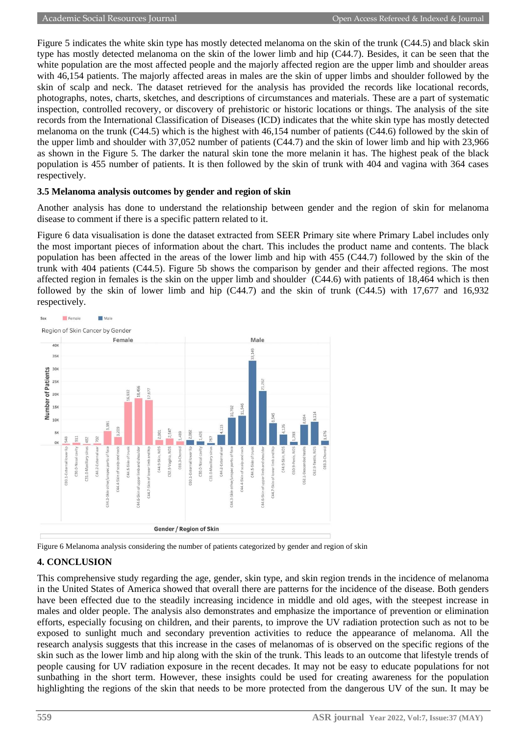Figure 5 indicates the white skin type has mostly detected melanoma on the skin of the trunk (C44.5) and black skin type has mostly detected melanoma on the skin of the lower limb and hip (C44.7). Besides, it can be seen that the white population are the most affected people and the majorly affected region are the upper limb and shoulder areas with 46,154 patients. The majorly affected areas in males are the skin of upper limbs and shoulder followed by the skin of scalp and neck. The dataset retrieved for the analysis has provided the records like locational records, photographs, notes, charts, sketches, and descriptions of circumstances and materials. These are a part of systematic inspection, controlled recovery, or discovery of prehistoric or historic locations or things. The analysis of the site records from the International Classification of Diseases (ICD) indicates that the white skin type has mostly detected melanoma on the trunk (C44.5) which is the highest with 46,154 number of patients (C44.6) followed by the skin of the upper limb and shoulder with 37,052 number of patients (C44.7) and the skin of lower limb and hip with 23,966 as shown in the Figure 5. The darker the natural skin tone the more melanin it has. The highest peak of the black population is 455 number of patients. It is then followed by the skin of trunk with 404 and vagina with 364 cases respectively.

### 3.5 Melanoma analysis outcomes by gender and region of skin

Another analysis has done to understand the relationship between gender and the region of skin for melanoma disease to comment if there is a specific pattern related to it.

Figure 6 data visualisation is done the dataset extracted from SEER Primary site where Primary Label includes only the most important pieces of information about the chart. This includes the product name and contents. The black population has been affected in the areas of the lower limb and hip with 455 (C44.7) followed by the skin of the trunk with 404 patients (C44.5). Figure 5b shows the comparison by gender and their affected regions. The most affected region in females is the skin on the upper limb and shoulder (C44.6) with patients of 18,464 which is then followed by the skin of lower limb and hip (C44.7) and the skin of trunk (C44.5) with 17,677 and 16,932 respectively.

Figure 6 Melanoma analysis considering the number of patients categorized by gender and region of skin

## 4. CONCLUSION

This comprehensive study regarding the age, gender, skin type, and skin region trends in the incidence of melanoma in the United States of America showed that overall there are patterns for the incidence of the disease. Both genders have been effected due to the steadily increasing incidence in middle and old ages, with the steepest increase in males and older people. The analysis also demonstrates and emphasize the importance of prevention or elimination efforts, especially focusing on children, and their parents, to improve the UV radiation protection such as not to be exposed to sunlight much and secondary prevention activities to reduce the appearance of melanoma. All the research analysis suggests that this increase in the cases of melanomas of is observed on the specific regions of the skin such as the lower limb and hip along with the skin of the trunk. This leads to an outcome that lifestyle trends of people causing for UV radiation exposure in the recent decades. It may not be easy to educate populations for not sunbathing in the short term. However, these insights could be used for creating awareness for the population highlighting the regions of the skin that needs to be more protected from the dangerous UV of the sun. It may be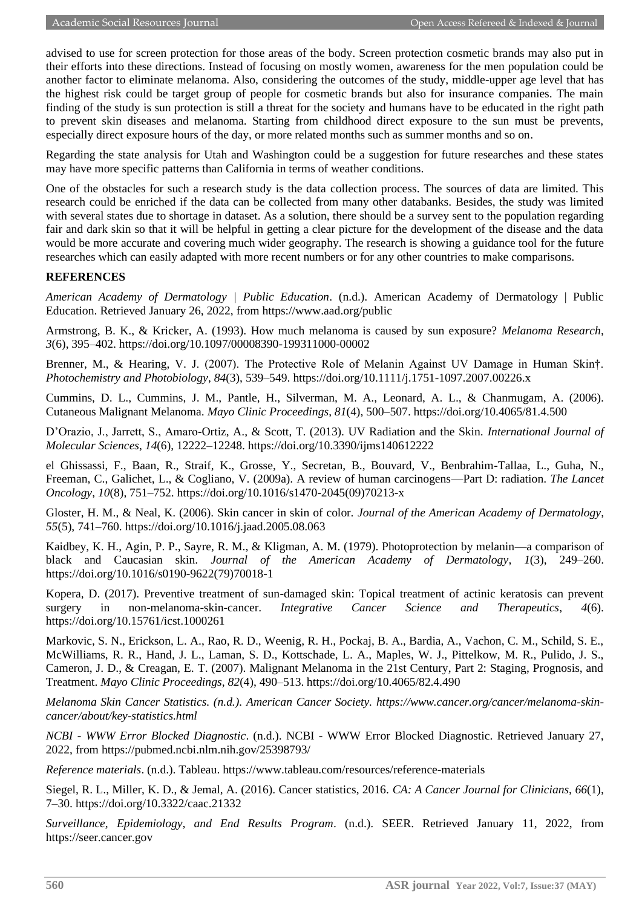advised to use for screen protection for those areas of the body. Screen protection cosmetic brands may also put in their efforts into these directions. Instead of focusing on mostly women, awareness for the men population could be another factor to eliminate melanoma. Also, considering the outcomes of the study, middle-upper age level that has the highest risk could be target group of people for cosmetic brands but also for insurance companies. The main finding of the study is sun protection is still a threat for the society and humans have to be educated in the right path to prevent skin diseases and melanoma. Starting from childhood direct exposure to the sun must be prevents, especially direct exposure hours of the day, or more related months such as summer months and so on.

Regarding the state analysis for Utah and Washington could be a suggestion for future researches and these states may have more specific patterns than California in terms of weather conditions.

One of the obstacles for such a research study is the data collection process. The sources of data are limited. This research could be enriched if the data can be collected from many other databanks. Besides, the study was limited with several states due to shortage in dataset. As a solution, there should be a survey sent to the population regarding fair and dark skin so that it will be helpful in getting a clear picture for the development of the disease and the data would be more accurate and covering much wider geography. The research is showing a guidance tool for the future researches which can easily adapted with more recent numbers or for any other countries to make comparisons.

## REFERENCES

*American Academy of Dermatology | Public Education*. (n.d.). American Academy of Dermatology | Public Education. Retrieved January 26, 2022, from https://www.aad.org/public

Armstrong, B. K., & Kricker, A. (1993). How much melanoma is caused by sun exposure? *Melanoma Research*, *3*(6), 395–402. https://doi.org/10.1097/00008390-199311000-00002

Brenner, M., & Hearing, V. J. (2007). The Protective Role of Melanin Against UV Damage in Human Skin†. *Photochemistry and Photobiology*, *84*(3), 539–549. https://doi.org/10.1111/j.1751-1097.2007.00226.x

Cummins, D. L., Cummins, J. M., Pantle, H., Silverman, M. A., Leonard, A. L., & Chanmugam, A. (2006). Cutaneous Malignant Melanoma. *Mayo Clinic Proceedings*, *81*(4), 500–507. https://doi.org/10.4065/81.4.500

D'Orazio, J., Jarrett, S., Amaro-Ortiz, A., & Scott, T. (2013). UV Radiation and the Skin. *International Journal of Molecular Sciences*, *14*(6), 12222–12248. https://doi.org/10.3390/ijms140612222

el Ghissassi, F., Baan, R., Straif, K., Grosse, Y., Secretan, B., Bouvard, V., Benbrahim-Tallaa, L., Guha, N., Freeman, C., Galichet, L., & Cogliano, V. (2009a). A review of human carcinogens—Part D: radiation. *The Lancet Oncology*, *10*(8), 751–752. https://doi.org/10.1016/s1470-2045(09)70213-x

Gloster, H. M., & Neal, K. (2006). Skin cancer in skin of color. *Journal of the American Academy of Dermatology*, *55*(5), 741–760. https://doi.org/10.1016/j.jaad.2005.08.063

Kaidbey, K. H., Agin, P. P., Sayre, R. M., & Kligman, A. M. (1979). Photoprotection by melanin—a comparison of black and Caucasian skin. *Journal of the American Academy of Dermatology*, *1*(3), 249–260. https://doi.org/10.1016/s0190-9622(79)70018-1

Kopera, D. (2017). Preventive treatment of sun-damaged skin: Topical treatment of actinic keratosis can prevent surgery in non-melanoma-skin-cancer. *Integrative Cancer Science and Therapeutics*, *4*(6). https://doi.org/10.15761/icst.1000261

Markovic, S. N., Erickson, L. A., Rao, R. D., Weenig, R. H., Pockaj, B. A., Bardia, A., Vachon, C. M., Schild, S. E., McWilliams, R. R., Hand, J. L., Laman, S. D., Kottschade, L. A., Maples, W. J., Pittelkow, M. R., Pulido, J. S., Cameron, J. D., & Creagan, E. T. (2007). Malignant Melanoma in the 21st Century, Part 2: Staging, Prognosis, and Treatment. *Mayo Clinic Proceedings*, *82*(4), 490–513. https://doi.org/10.4065/82.4.490

*Melanoma Skin Cancer Statistics. (n.d.). American Cancer Society. https://www.cancer.org/cancer/melanoma-skin-cancer/about/key-statistics.html*

*NCBI - WWW Error Blocked Diagnostic*. (n.d.). NCBI - WWW Error Blocked Diagnostic. Retrieved January 27, 2022, from https://pubmed.ncbi.nlm.nih.gov/25398793/

*Reference materials*. (n.d.). Tableau. https://www.tableau.com/resources/reference-materials

Siegel, R. L., Miller, K. D., & Jemal, A. (2016). Cancer statistics, 2016. *CA: A Cancer Journal for Clinicians*, *66*(1), 7–30. https://doi.org/10.3322/caac.21332

*Surveillance, Epidemiology, and End Results Program*. (n.d.). SEER. Retrieved January 11, 2022, from https://seer.cancer.gov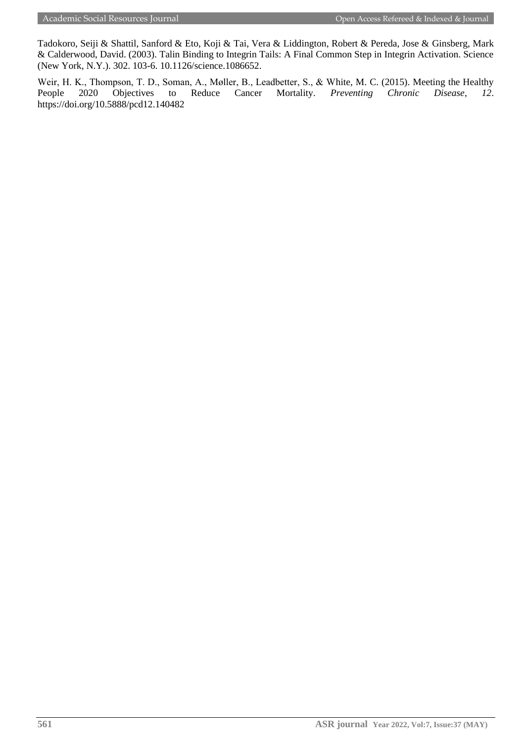Tadokoro, Seiji & Shattil, Sanford & Eto, Koji & Tai, Vera & Liddington, Robert & Pereda, Jose & Ginsberg, Mark & Calderwood, David. (2003). Talin Binding to Integrin Tails: A Final Common Step in Integrin Activation. Science (New York, N.Y.). 302. 103-6. 10.1126/science.1086652.

Weir, H. K., Thompson, T. D., Soman, A., Møller, B., Leadbetter, S., & White, M. C. (2015). Meeting the Healthy People 2020 Objectives to Reduce Cancer Mortality. *Preventing Chronic Disease*, *12*. https://doi.org/10.5888/pcd12.140482